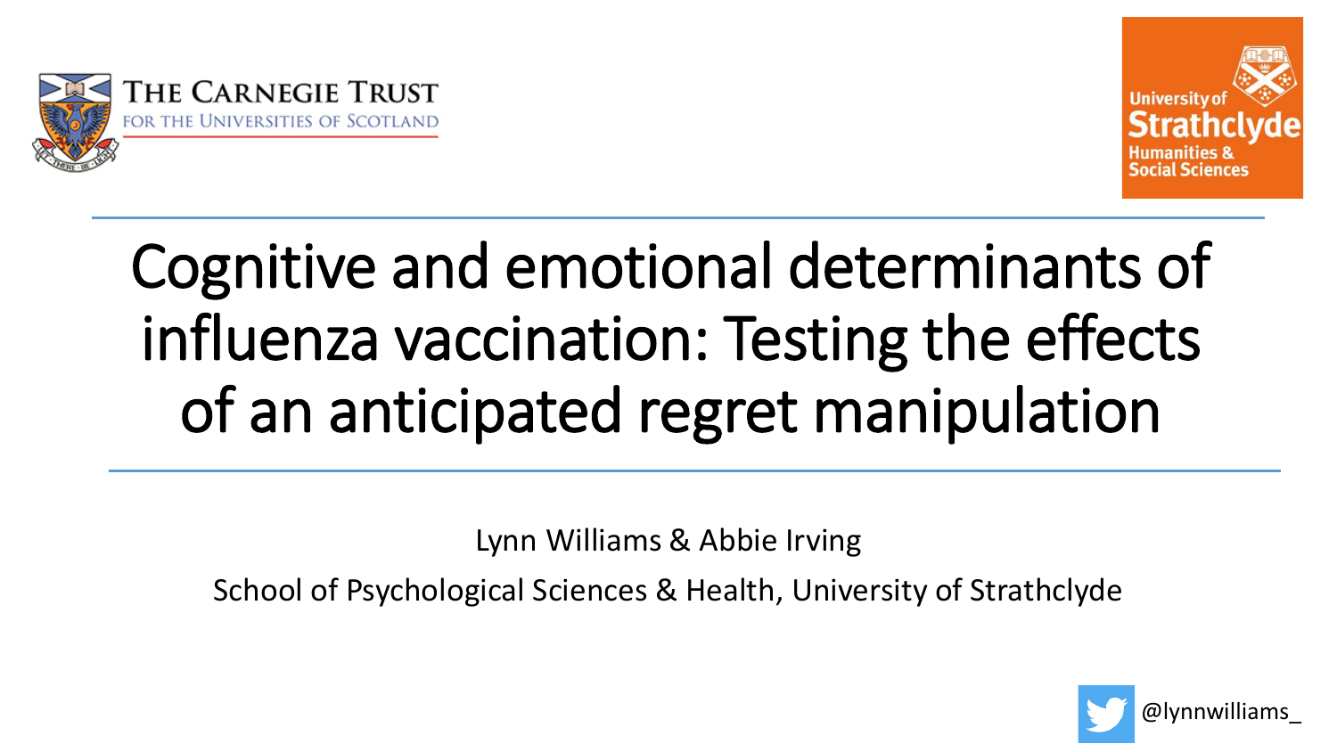THE CARNEGIE TRUST
FOR THE UNIVERSITIES OF SCOTLAND

University of Strathclyde
Humanities & Social Sciences

# Cognitive and emotional determinants of influenza vaccination: Testing the effects of an anticipated regret manipulation

Lynn Williams & Abbie Irving

School of Psychological Sciences & Health, University of Strathclyde

@lynnwilliams_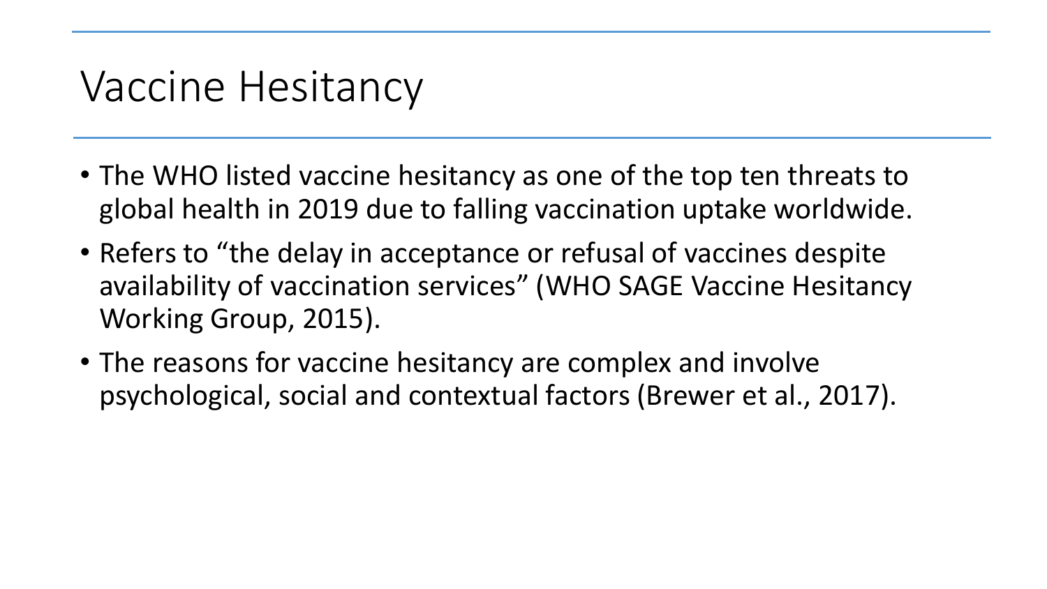# Vaccine Hesitancy

- The WHO listed vaccine hesitancy as one of the top ten threats to global health in 2019 due to falling vaccination uptake worldwide.
- Refers to "the delay in acceptance or refusal of vaccines despite availability of vaccination services" (WHO SAGE Vaccine Hesitancy Working Group, 2015).
- The reasons for vaccine hesitancy are complex and involve psychological, social and contextual factors (Brewer et al., 2017).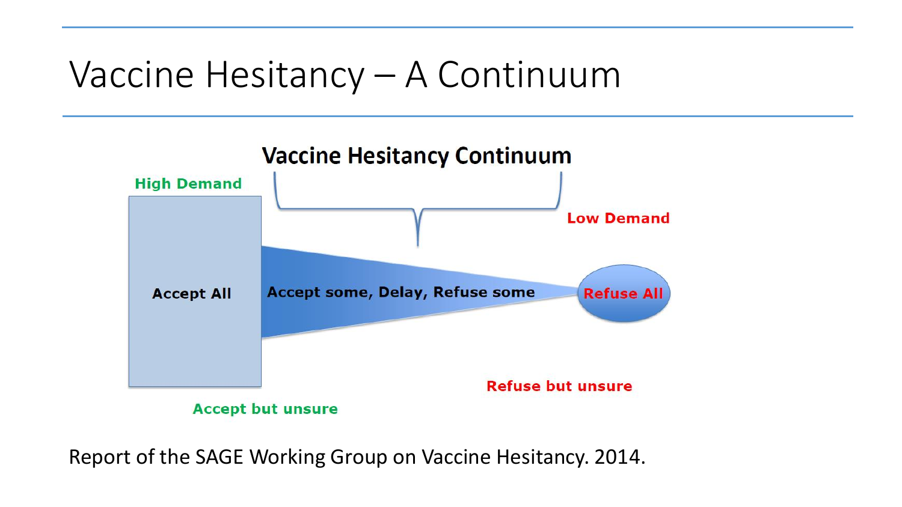# Vaccine Hesitancy – A Continuum

**Vaccine Hesitancy Continuum**

High Demand

Low Demand

Accept All

Accept some, Delay, Refuse some

Refuse All

Refuse but unsure

Accept but unsure

Report of the SAGE Working Group on Vaccine Hesitancy. 2014.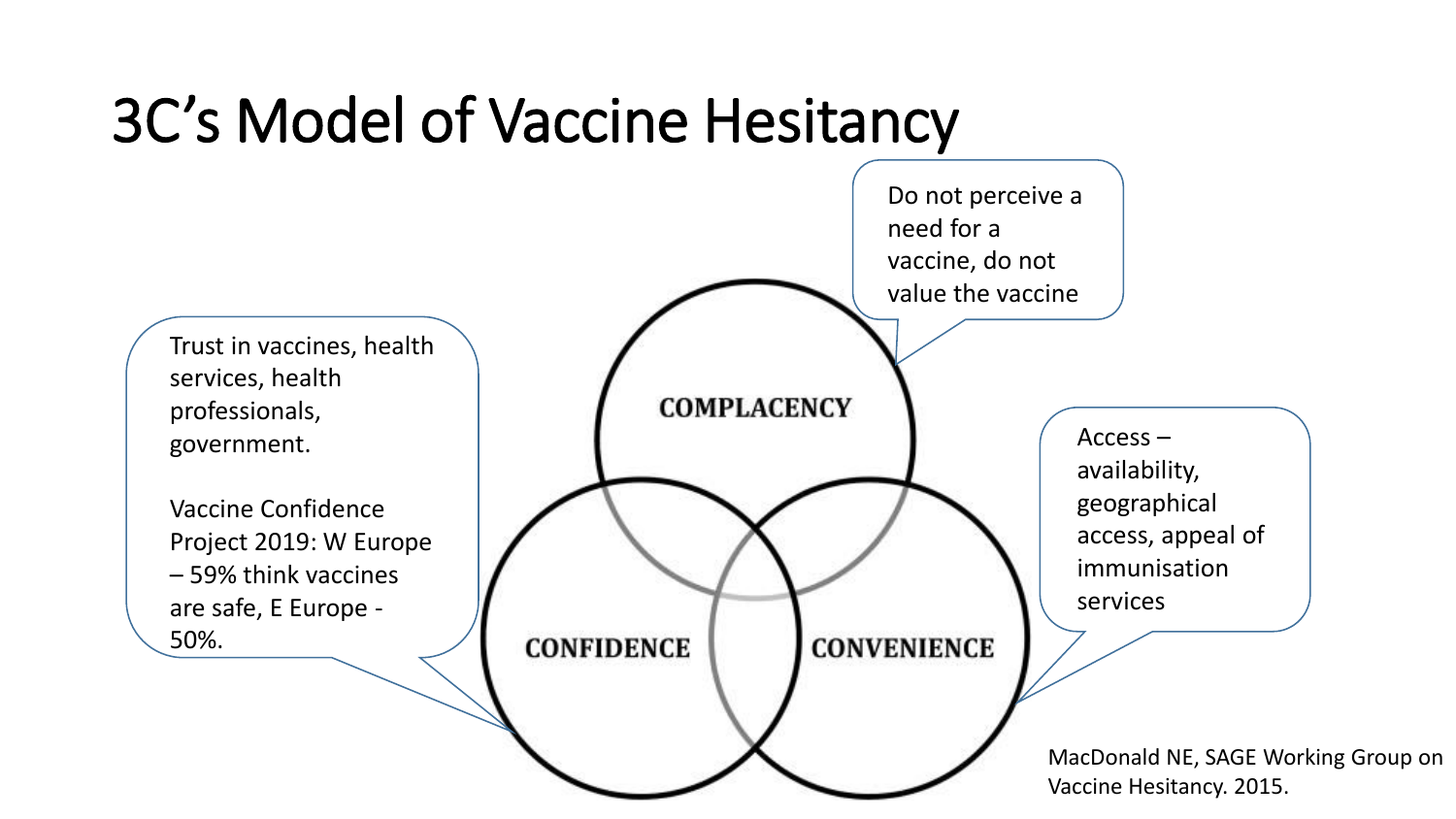# 3C's Model of Vaccine Hesitancy

**COMPLACENCY**

Do not perceive a need for a vaccine, do not value the vaccine

**CONFIDENCE**

Trust in vaccines, health services, health professionals, government.

Vaccine Confidence Project 2019: W Europe – 59% think vaccines are safe, E Europe - 50%.

**CONVENIENCE**

Access – availability, geographical access, appeal of immunisation services

MacDonald NE, SAGE Working Group on Vaccine Hesitancy. 2015.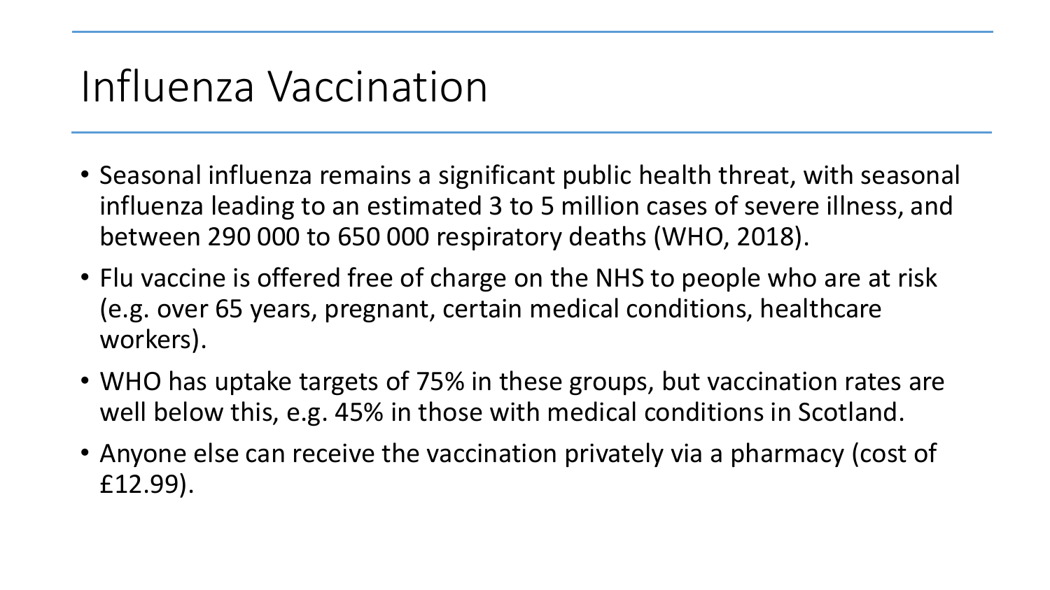# Influenza Vaccination

- Seasonal influenza remains a significant public health threat, with seasonal influenza leading to an estimated 3 to 5 million cases of severe illness, and between 290 000 to 650 000 respiratory deaths (WHO, 2018).
- Flu vaccine is offered free of charge on the NHS to people who are at risk (e.g. over 65 years, pregnant, certain medical conditions, healthcare workers).
- WHO has uptake targets of 75% in these groups, but vaccination rates are well below this, e.g. 45% in those with medical conditions in Scotland.
- Anyone else can receive the vaccination privately via a pharmacy (cost of £12.99).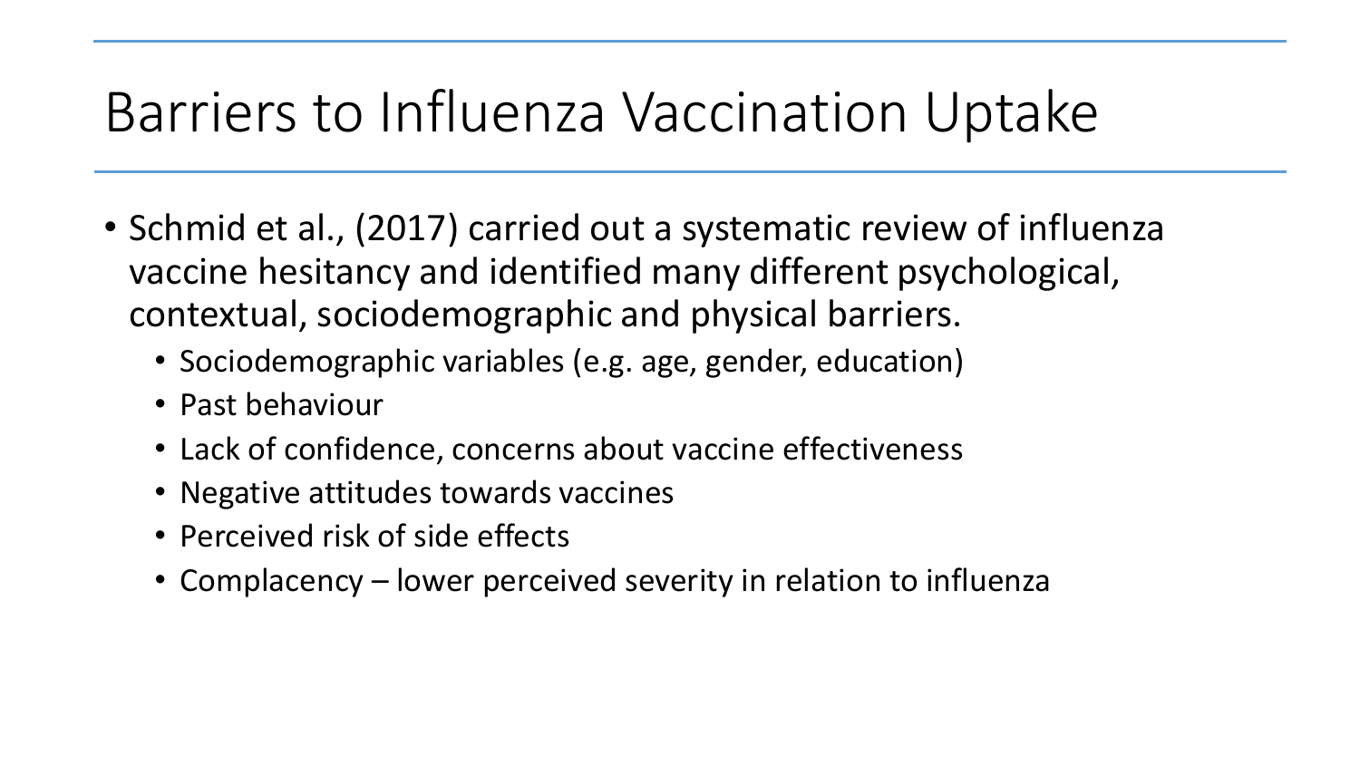# Barriers to Influenza Vaccination Uptake

- Schmid et al., (2017) carried out a systematic review of influenza vaccine hesitancy and identified many different psychological, contextual, sociodemographic and physical barriers.
  - Sociodemographic variables (e.g. age, gender, education)
  - Past behaviour
  - Lack of confidence, concerns about vaccine effectiveness
  - Negative attitudes towards vaccines
  - Perceived risk of side effects
  - Complacency – lower perceived severity in relation to influenza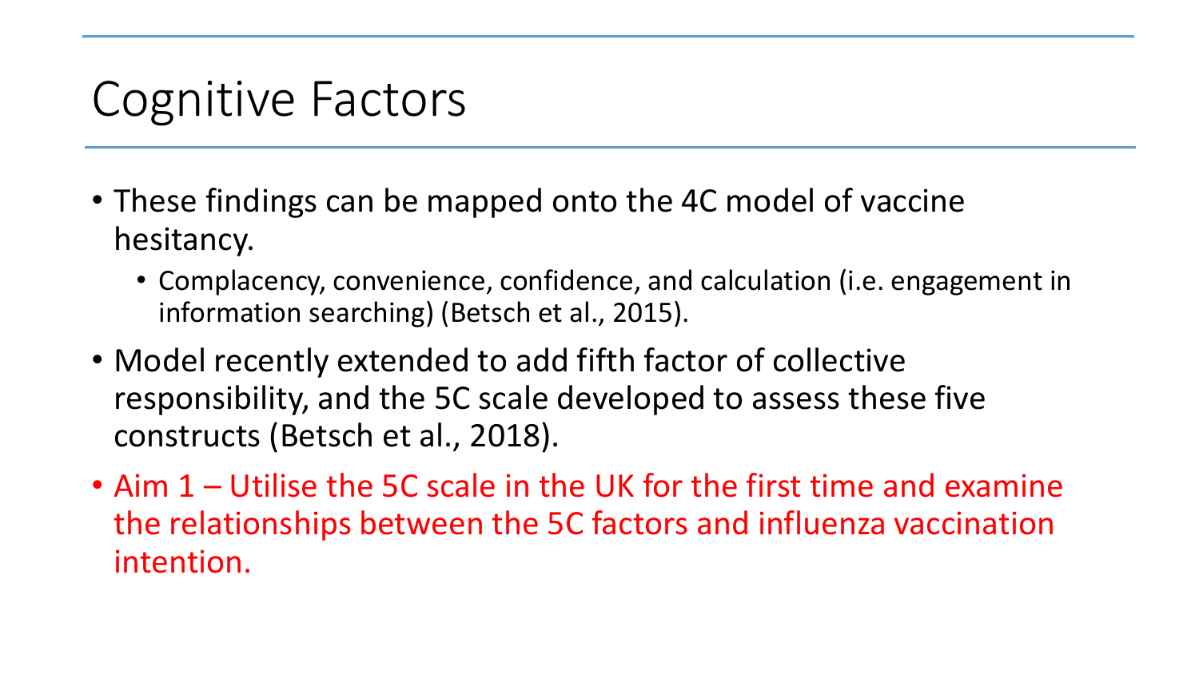# Cognitive Factors

- These findings can be mapped onto the 4C model of vaccine hesitancy.
  - Complacency, convenience, confidence, and calculation (i.e. engagement in information searching) (Betsch et al., 2015).
- Model recently extended to add fifth factor of collective responsibility, and the 5C scale developed to assess these five constructs (Betsch et al., 2018).
- Aim 1 – Utilise the 5C scale in the UK for the first time and examine the relationships between the 5C factors and influenza vaccination intention.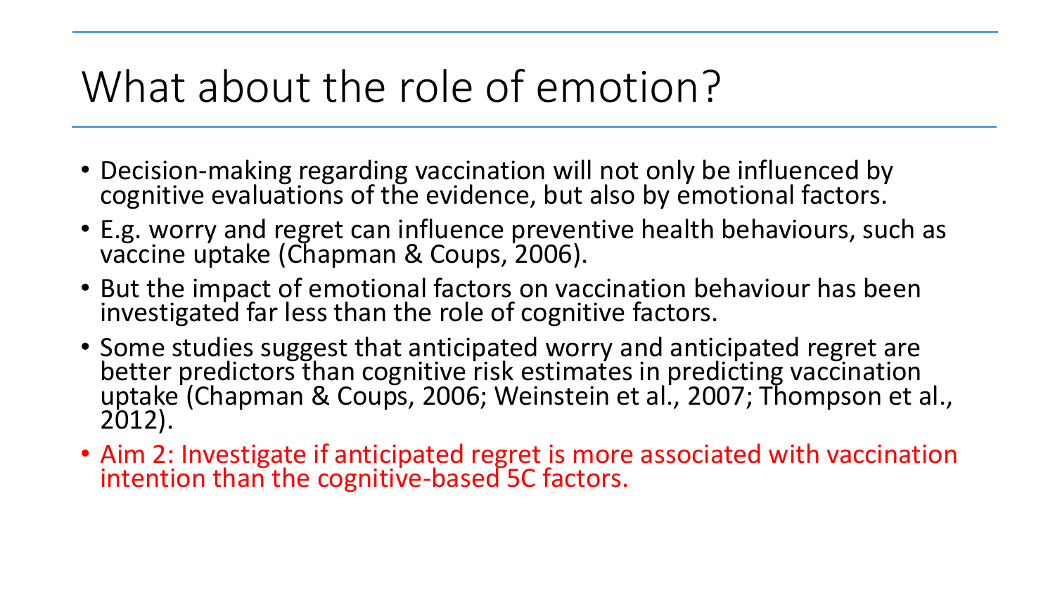# What about the role of emotion?

- Decision-making regarding vaccination will not only be influenced by cognitive evaluations of the evidence, but also by emotional factors.
- E.g. worry and regret can influence preventive health behaviours, such as vaccine uptake (Chapman & Coups, 2006).
- But the impact of emotional factors on vaccination behaviour has been investigated far less than the role of cognitive factors.
- Some studies suggest that anticipated worry and anticipated regret are better predictors than cognitive risk estimates in predicting vaccination uptake (Chapman & Coups, 2006; Weinstein et al., 2007; Thompson et al., 2012).
- Aim 2: Investigate if anticipated regret is more associated with vaccination intention than the cognitive-based 5C factors.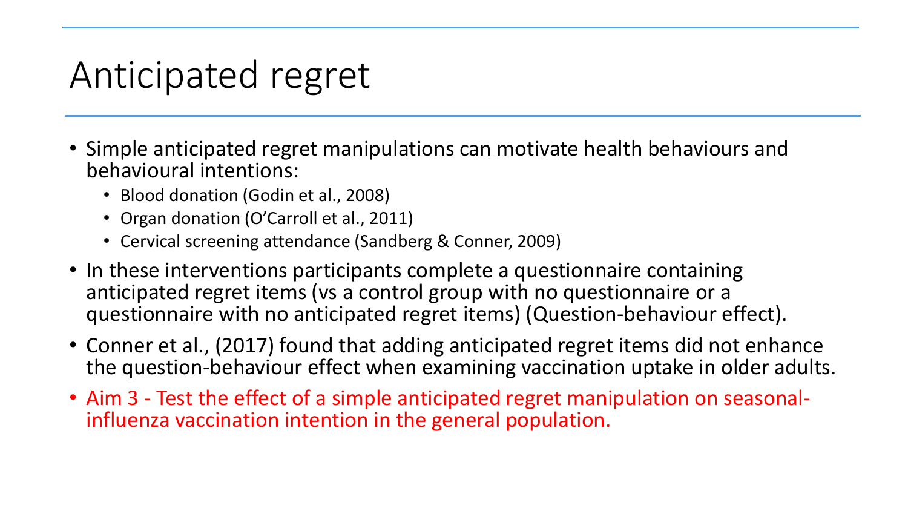# Anticipated regret

- Simple anticipated regret manipulations can motivate health behaviours and behavioural intentions:
  - Blood donation (Godin et al., 2008)
  - Organ donation (O'Carroll et al., 2011)
  - Cervical screening attendance (Sandberg & Conner, 2009)
- In these interventions participants complete a questionnaire containing anticipated regret items (vs a control group with no questionnaire or a questionnaire with no anticipated regret items) (Question-behaviour effect).
- Conner et al., (2017) found that adding anticipated regret items did not enhance the question-behaviour effect when examining vaccination uptake in older adults.
- Aim 3 - Test the effect of a simple anticipated regret manipulation on seasonal-influenza vaccination intention in the general population.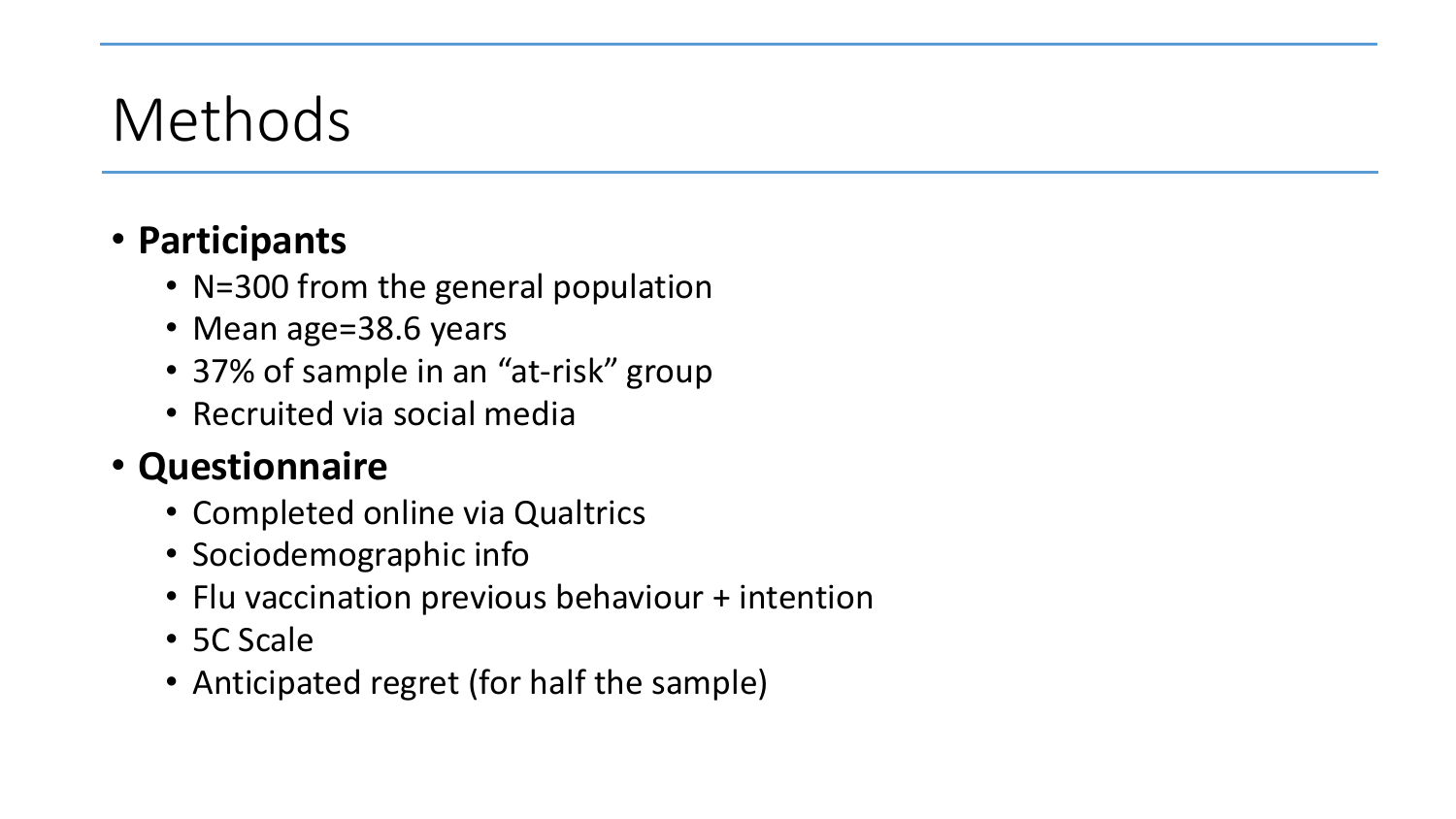# Methods

- **Participants**
  - N=300 from the general population
  - Mean age=38.6 years
  - 37% of sample in an "at-risk" group
  - Recruited via social media
- **Questionnaire**
  - Completed online via Qualtrics
  - Sociodemographic info
  - Flu vaccination previous behaviour + intention
  - 5C Scale
  - Anticipated regret (for half the sample)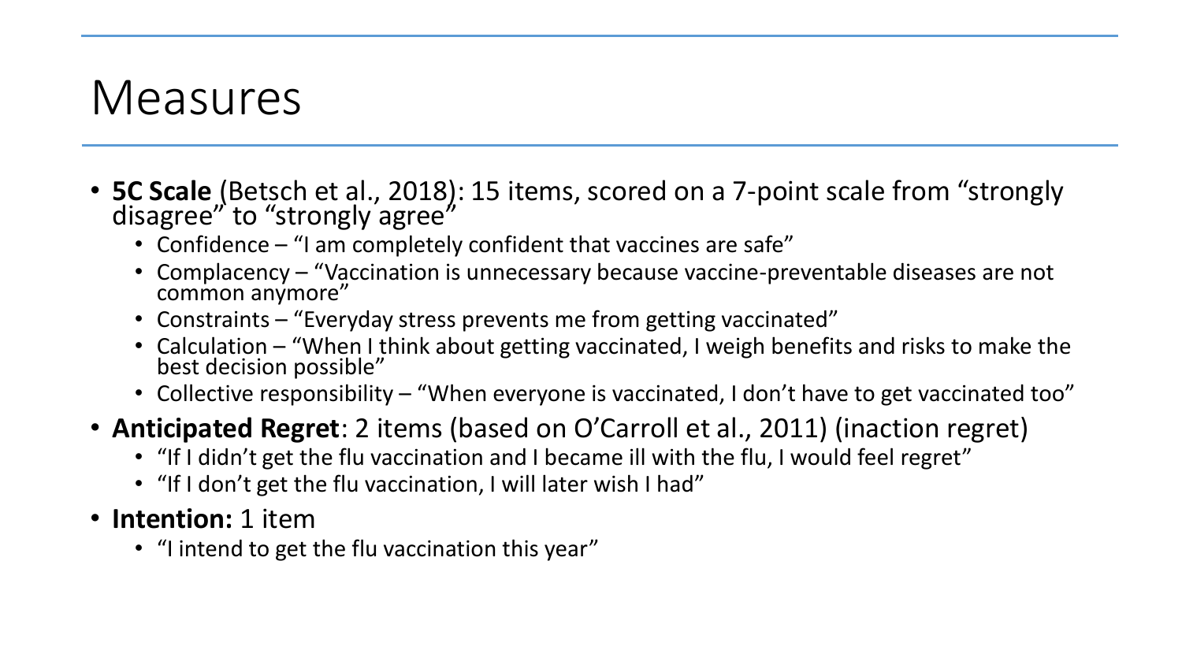# Measures

- **5C Scale** (Betsch et al., 2018): 15 items, scored on a 7-point scale from “strongly disagree” to “strongly agree”
  - Confidence – “I am completely confident that vaccines are safe”
  - Complacency – “Vaccination is unnecessary because vaccine-preventable diseases are not common anymore”
  - Constraints – “Everyday stress prevents me from getting vaccinated”
  - Calculation – “When I think about getting vaccinated, I weigh benefits and risks to make the best decision possible”
  - Collective responsibility – “When everyone is vaccinated, I don’t have to get vaccinated too”
- **Anticipated Regret**: 2 items (based on O’Carroll et al., 2011) (inaction regret)
  - “If I didn’t get the flu vaccination and I became ill with the flu, I would feel regret”
  - “If I don’t get the flu vaccination, I will later wish I had”
- **Intention:** 1 item
  - “I intend to get the flu vaccination this year”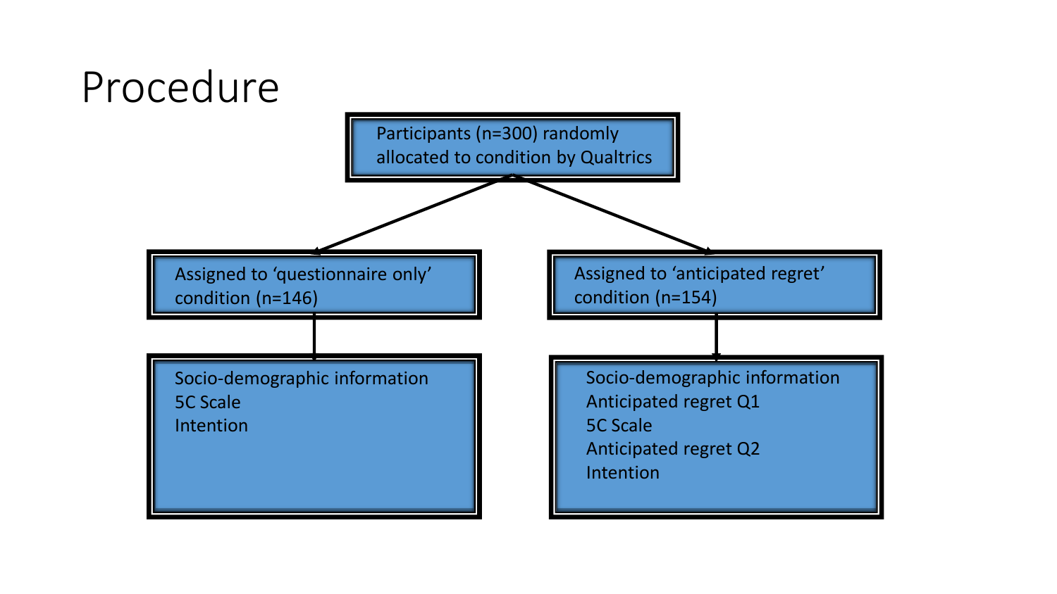# Procedure

Participants (n=300) randomly allocated to condition by Qualtrics

- Assigned to 'questionnaire only' condition (n=146)
  - Socio-demographic information
  - 5C Scale
  - Intention
- Assigned to 'anticipated regret' condition (n=154)
  - Socio-demographic information
  - Anticipated regret Q1
  - 5C Scale
  - Anticipated regret Q2
  - Intention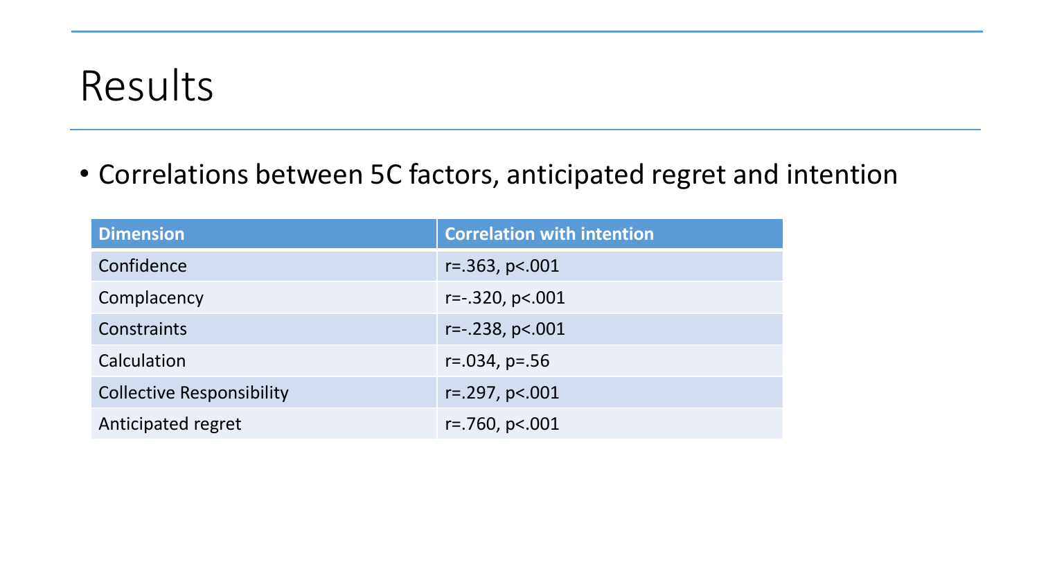# Results

- Correlations between 5C factors, anticipated regret and intention

| Dimension | Correlation with intention |
| --- | --- |
| Confidence | $r=.363, p<.001$ |
| Complacency | $r=-.320, p<.001$ |
| Constraints | $r=-.238, p<.001$ |
| Calculation | $r=.034, p=.56$ |
| Collective Responsibility | $r=.297, p<.001$ |
| Anticipated regret | $r=.760, p<.001$ |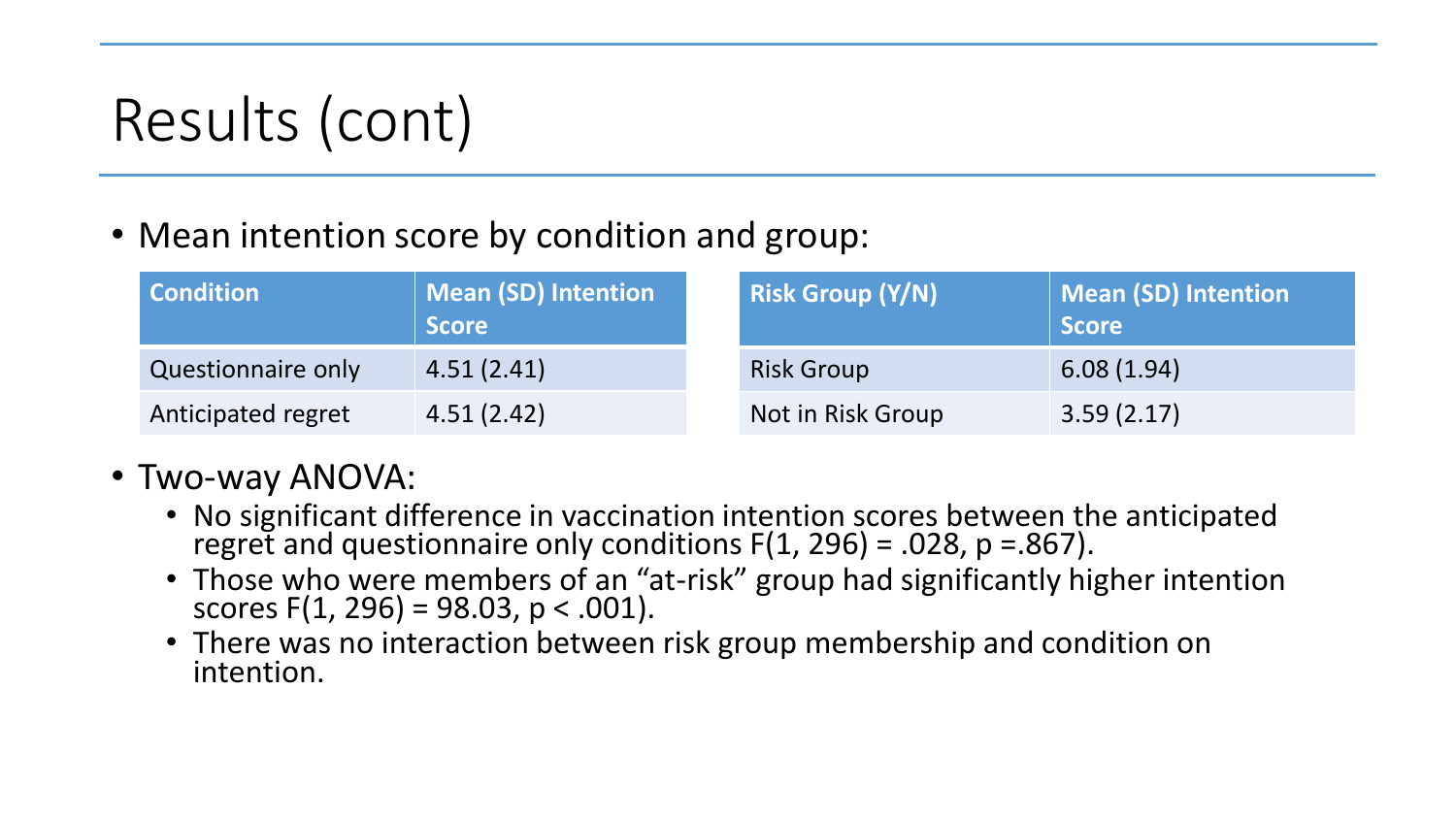# Results (cont)

- Mean intention score by condition and group:

| Condition | Mean (SD) Intention Score |
|---|---|
| Questionnaire only | 4.51 (2.41) |
| Anticipated regret | 4.51 (2.42) |

| Risk Group (Y/N) | Mean (SD) Intention Score |
|---|---|
| Risk Group | 6.08 (1.94) |
| Not in Risk Group | 3.59 (2.17) |

- Two-way ANOVA:
  - No significant difference in vaccination intention scores between the anticipated regret and questionnaire only conditions $F(1, 296) = .028$, $p = .867$).
  - Those who were members of an “at-risk” group had significantly higher intention scores $F(1, 296) = 98.03$, $p < .001$).
  - There was no interaction between risk group membership and condition on intention.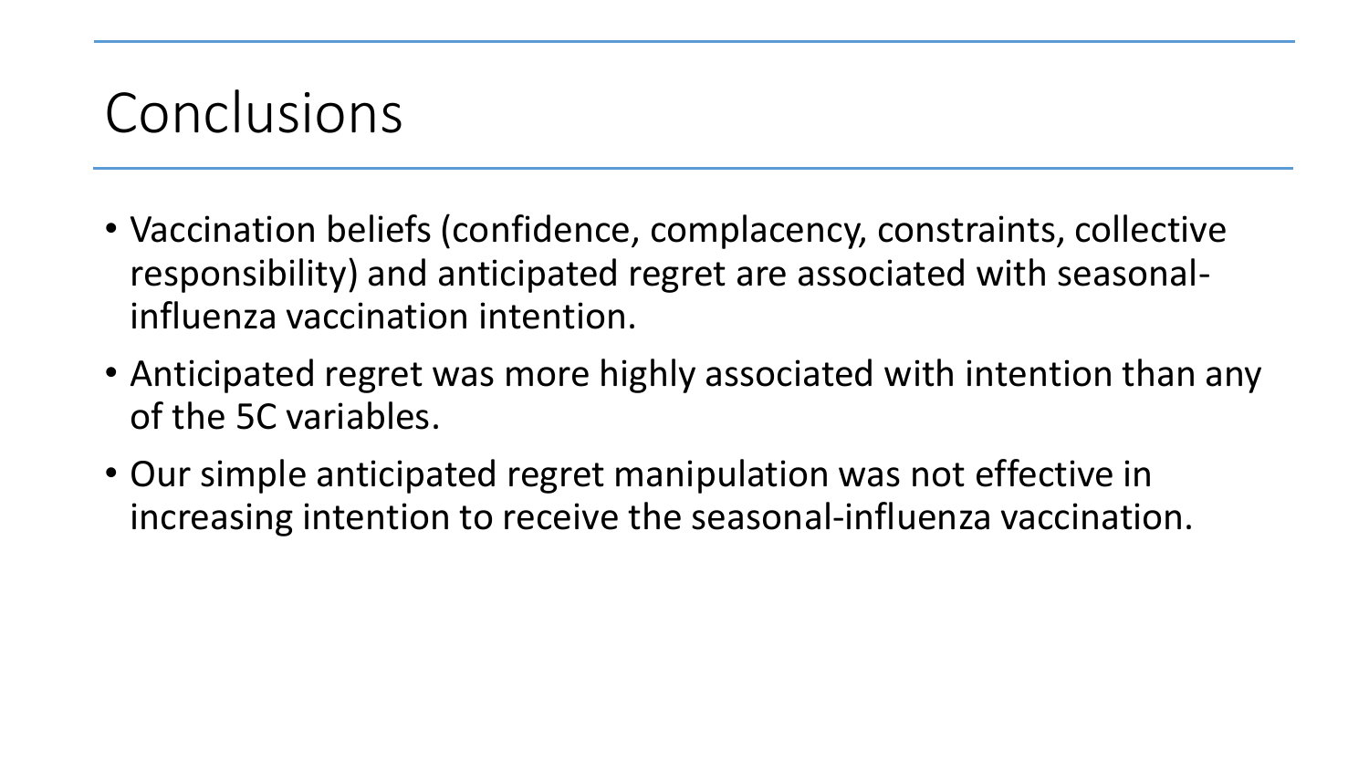# Conclusions

- Vaccination beliefs (confidence, complacency, constraints, collective responsibility) and anticipated regret are associated with seasonal-influenza vaccination intention.
- Anticipated regret was more highly associated with intention than any of the 5C variables.
- Our simple anticipated regret manipulation was not effective in increasing intention to receive the seasonal-influenza vaccination.